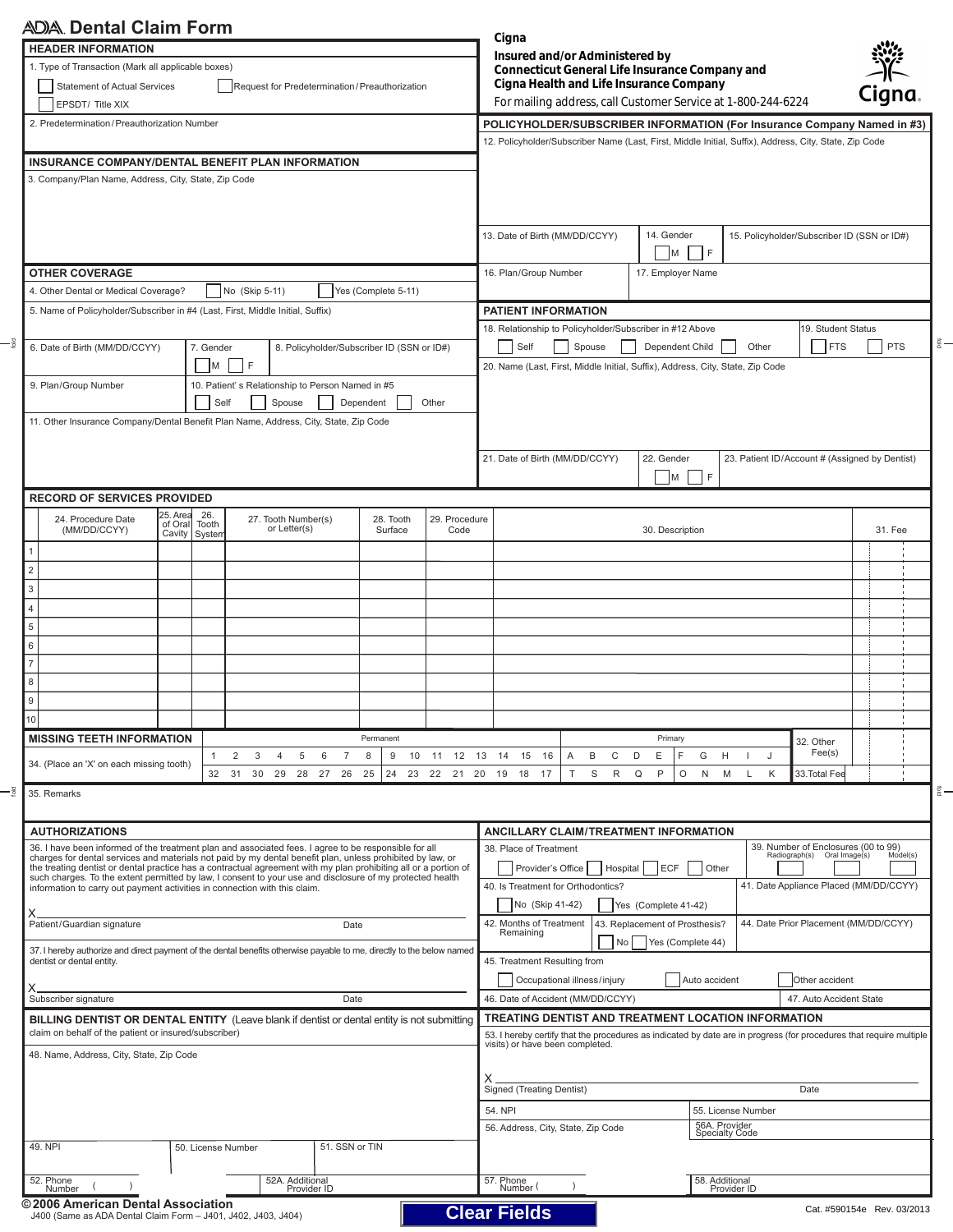# ADA Dental Claim Form

**Cigna**
**Insured and/or Administered by**
**Connecticut General Life Insurance Company and**
**Cigna Health and Life Insurance Company**
For mailing address, call Customer Service at 1-800-244-6224

## HEADER INFORMATION

1. Type of Transaction (Mark all applicable boxes)

☐ Statement of Actual Services ☐ Request for Predetermination/Preauthorization

☐ EPSDT/ Title XIX

2. Predetermination/Preauthorization Number

## INSURANCE COMPANY/DENTAL BENEFIT PLAN INFORMATION

3. Company/Plan Name, Address, City, State, Zip Code

## OTHER COVERAGE

4. Other Dental or Medical Coverage? ☐ No (Skip 5-11) ☐ Yes (Complete 5-11)

5. Name of Policyholder/Subscriber in #4 (Last, First, Middle Initial, Suffix)

6. Date of Birth (MM/DD/CCYY)

7. Gender ☐ M ☐ F

8. Policyholder/Subscriber ID (SSN or ID#)

9. Plan/Group Number

10. Patient's Relationship to Person Named in #5 ☐ Self ☐ Spouse ☐ Dependent ☐ Other

11. Other Insurance Company/Dental Benefit Plan Name, Address, City, State, Zip Code

## POLICYHOLDER/SUBSCRIBER INFORMATION (For Insurance Company Named in #3)

12. Policyholder/Subscriber Name (Last, First, Middle Initial, Suffix), Address, City, State, Zip Code

13. Date of Birth (MM/DD/CCYY)

14. Gender ☐ M ☐ F

15. Policyholder/Subscriber ID (SSN or ID#)

16. Plan/Group Number

17. Employer Name

## PATIENT INFORMATION

18. Relationship to Policyholder/Subscriber in #12 Above ☐ Self ☐ Spouse ☐ Dependent Child ☐ Other

19. Student Status ☐ FTS ☐ PTS

20. Name (Last, First, Middle Initial, Suffix), Address, City, State, Zip Code

21. Date of Birth (MM/DD/CCYY)

22. Gender ☐ M ☐ F

23. Patient ID/Account # (Assigned by Dentist)

## RECORD OF SERVICES PROVIDED

| | 24. Procedure Date (MM/DD/CCYY) | 25. Area of Oral Cavity | 26. Tooth System | 27. Tooth Number(s) or Letter(s) | 28. Tooth Surface | 29. Procedure Code | 30. Description | 31. Fee |
|---|---|---|---|---|---|---|---|---|
| 1 | | | | | | | | |
| 2 | | | | | | | | |
| 3 | | | | | | | | |
| 4 | | | | | | | | |
| 5 | | | | | | | | |
| 6 | | | | | | | | |
| 7 | | | | | | | | |
| 8 | | | | | | | | |
| 9 | | | | | | | | |
| 10 | | | | | | | | |

## MISSING TEETH INFORMATION

34. (Place an 'X' on each missing tooth)

Permanent

| 1 | 2 | 3 | 4 | 5 | 6 | 7 | 8 | 9 | 10 | 11 | 12 | 13 | 14 | 15 | 16 |
|---|---|---|---|---|---|---|---|---|---|---|---|---|---|---|---|
| 32 | 31 | 30 | 29 | 28 | 27 | 26 | 25 | 24 | 23 | 22 | 21 | 20 | 19 | 18 | 17 |

Primary

| A | B | C | D | E | F | G | H | I | J |
|---|---|---|---|---|---|---|---|---|---|
| T | S | R | Q | P | O | N | M | L | K |

32. Other Fee(s)

33. Total Fee

35. Remarks

## AUTHORIZATIONS

36. I have been informed of the treatment plan and associated fees. I agree to be responsible for all charges for dental services and materials not paid by my dental benefit plan, unless prohibited by law, or the treating dentist or dental practice has a contractual agreement with my plan prohibiting all or a portion of such charges. To the extent permitted by law, I consent to your use and disclosure of my protected health information to carry out payment activities in connection with this claim.

X
Patient/Guardian signature Date

37. I hereby authorize and direct payment of the dental benefits otherwise payable to me, directly to the below named dentist or dental entity.

X
Subscriber signature Date

## ANCILLARY CLAIM/TREATMENT INFORMATION

38. Place of Treatment ☐ Provider's Office ☐ Hospital ☐ ECF ☐ Other

39. Number of Enclosures (00 to 99) Radiograph(s) Oral Image(s) Model(s)

40. Is Treatment for Orthodontics? ☐ No (Skip 41-42) ☐ Yes (Complete 41-42)

41. Date Appliance Placed (MM/DD/CCYY)

42. Months of Treatment Remaining

43. Replacement of Prosthesis? ☐ No ☐ Yes (Complete 44)

44. Date Prior Placement (MM/DD/CCYY)

45. Treatment Resulting from ☐ Occupational illness/injury ☐ Auto accident ☐ Other accident

46. Date of Accident (MM/DD/CCYY)

47. Auto Accident State

## BILLING DENTIST OR DENTAL ENTITY (Leave blank if dentist or dental entity is not submitting claim on behalf of the patient or insured/subscriber)

48. Name, Address, City, State, Zip Code

49. NPI

50. License Number

51. SSN or TIN

52. Phone Number ( )

52A. Additional Provider ID

## TREATING DENTIST AND TREATMENT LOCATION INFORMATION

53. I hereby certify that the procedures as indicated by date are in progress (for procedures that require multiple visits) or have been completed.

X
Signed (Treating Dentist) Date

54. NPI

55. License Number

56. Address, City, State, Zip Code

56A. Provider Specialty Code

57. Phone Number ( )

58. Additional Provider ID

© 2006 American Dental Association
J400 (Same as ADA Dental Claim Form – J401, J402, J403, J404)

Clear Fields

Cat. #590154e Rev. 03/2013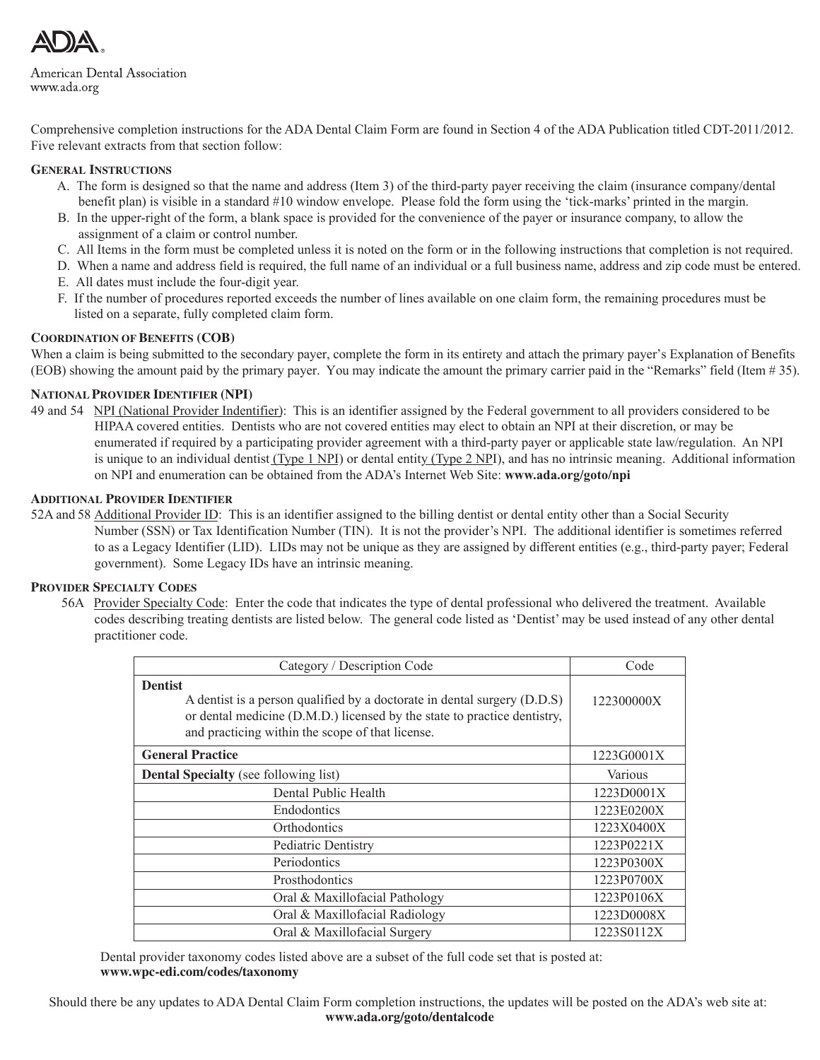ADA®

American Dental Association
www.ada.org

Comprehensive completion instructions for the ADA Dental Claim Form are found in Section 4 of the ADA Publication titled CDT-2011/2012. Five relevant extracts from that section follow:

### General Instructions

A. The form is designed so that the name and address (Item 3) of the third-party payer receiving the claim (insurance company/dental benefit plan) is visible in a standard #10 window envelope. Please fold the form using the 'tick-marks' printed in the margin.

B. In the upper-right of the form, a blank space is provided for the convenience of the payer or insurance company, to allow the assignment of a claim or control number.

C. All Items in the form must be completed unless it is noted on the form or in the following instructions that completion is not required.

D. When a name and address field is required, the full name of an individual or a full business name, address and zip code must be entered.

E. All dates must include the four-digit year.

F. If the number of procedures reported exceeds the number of lines available on one claim form, the remaining procedures must be listed on a separate, fully completed claim form.

### Coordination of Benefits (COB)

When a claim is being submitted to the secondary payer, complete the form in its entirety and attach the primary payer's Explanation of Benefits (EOB) showing the amount paid by the primary payer. You may indicate the amount the primary carrier paid in the "Remarks" field (Item # 35).

### National Provider Identifier (NPI)

49 and 54 NPI (National Provider Indentifier): This is an identifier assigned by the Federal government to all providers considered to be HIPAA covered entities. Dentists who are not covered entities may elect to obtain an NPI at their discretion, or may be enumerated if required by a participating provider agreement with a third-party payer or applicable state law/regulation. An NPI is unique to an individual dentist (Type 1 NPI) or dental entity (Type 2 NPI), and has no intrinsic meaning. Additional information on NPI and enumeration can be obtained from the ADA's Internet Web Site: **www.ada.org/goto/npi**

### Additional Provider Identifier

52A and 58 Additional Provider ID: This is an identifier assigned to the billing dentist or dental entity other than a Social Security Number (SSN) or Tax Identification Number (TIN). It is not the provider's NPI. The additional identifier is sometimes referred to as a Legacy Identifier (LID). LIDs may not be unique as they are assigned by different entities (e.g., third-party payer; Federal government). Some Legacy IDs have an intrinsic meaning.

### Provider Specialty Codes

56A Provider Specialty Code: Enter the code that indicates the type of dental professional who delivered the treatment. Available codes describing treating dentists are listed below. The general code listed as 'Dentist' may be used instead of any other dental practitioner code.

| Category / Description Code | Code |
|---|---|
| **Dentist** A dentist is a person qualified by a doctorate in dental surgery (D.D.S) or dental medicine (D.M.D.) licensed by the state to practice dentistry, and practicing within the scope of that license. | 122300000X |
| **General Practice** | 1223G0001X |
| **Dental Specialty** (see following list) | Various |
| Dental Public Health | 1223D0001X |
| Endodontics | 1223E0200X |
| Orthodontics | 1223X0400X |
| Pediatric Dentistry | 1223P0221X |
| Periodontics | 1223P0300X |
| Prosthodontics | 1223P0700X |
| Oral & Maxillofacial Pathology | 1223P0106X |
| Oral & Maxillofacial Radiology | 1223D0008X |
| Oral & Maxillofacial Surgery | 1223S0112X |

Dental provider taxonomy codes listed above are a subset of the full code set that is posted at:
**www.wpc-edi.com/codes/taxonomy**

Should there be any updates to ADA Dental Claim Form completion instructions, the updates will be posted on the ADA's web site at:
**www.ada.org/goto/dentalcode**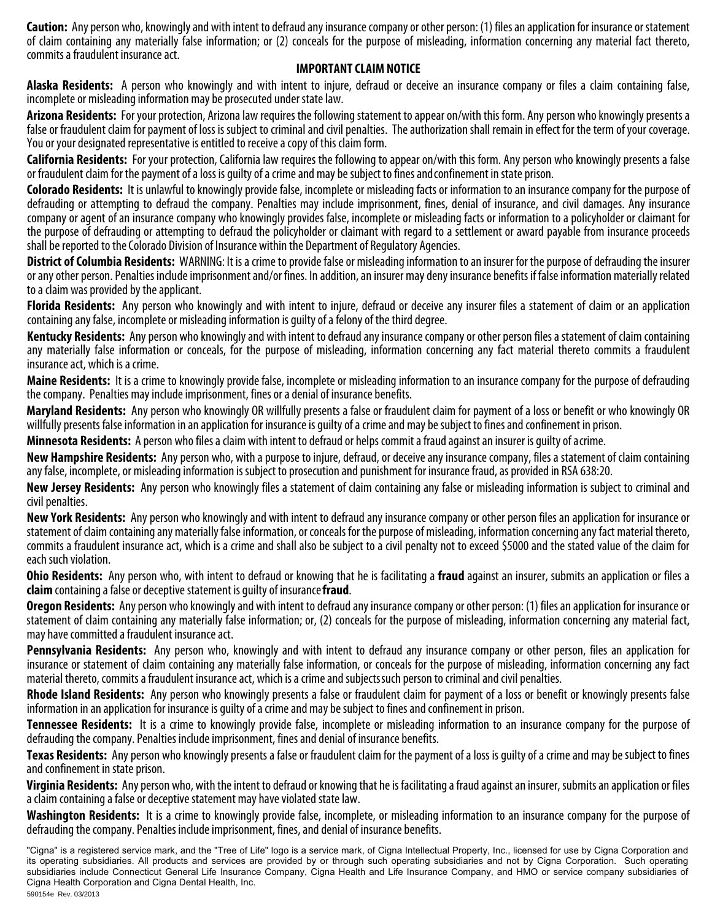**Caution:** Any person who, knowingly and with intent to defraud any insurance company or other person: (1) files an application for insurance or statement of claim containing any materially false information; or (2) conceals for the purpose of misleading, information concerning any material fact thereto, commits a fraudulent insurance act.

## IMPORTANT CLAIM NOTICE

**Alaska Residents:** A person who knowingly and with intent to injure, defraud or deceive an insurance company or files a claim containing false, incomplete or misleading information may be prosecuted under state law.

**Arizona Residents:** For your protection, Arizona law requires the following statement to appear on/with this form. Any person who knowingly presents a false or fraudulent claim for payment of loss is subject to criminal and civil penalties. The authorization shall remain in effect for the term of your coverage. You or your designated representative is entitled to receive a copy of this claim form.

**California Residents:** For your protection, California law requires the following to appear on/with this form. Any person who knowingly presents a false or fraudulent claim for the payment of a loss is guilty of a crime and may be subject to fines and confinement in state prison.

**Colorado Residents:** It is unlawful to knowingly provide false, incomplete or misleading facts or information to an insurance company for the purpose of defrauding or attempting to defraud the company. Penalties may include imprisonment, fines, denial of insurance, and civil damages. Any insurance company or agent of an insurance company who knowingly provides false, incomplete or misleading facts or information to a policyholder or claimant for the purpose of defrauding or attempting to defraud the policyholder or claimant with regard to a settlement or award payable from insurance proceeds shall be reported to the Colorado Division of Insurance within the Department of Regulatory Agencies.

**District of Columbia Residents:** WARNING: It is a crime to provide false or misleading information to an insurer for the purpose of defrauding the insurer or any other person. Penalties include imprisonment and/or fines. In addition, an insurer may deny insurance benefits if false information materially related to a claim was provided by the applicant.

**Florida Residents:** Any person who knowingly and with intent to injure, defraud or deceive any insurer files a statement of claim or an application containing any false, incomplete or misleading information is guilty of a felony of the third degree.

**Kentucky Residents:** Any person who knowingly and with intent to defraud any insurance company or other person files a statement of claim containing any materially false information or conceals, for the purpose of misleading, information concerning any fact material thereto commits a fraudulent insurance act, which is a crime.

**Maine Residents:** It is a crime to knowingly provide false, incomplete or misleading information to an insurance company for the purpose of defrauding the company. Penalties may include imprisonment, fines or a denial of insurance benefits.

**Maryland Residents:** Any person who knowingly OR willfully presents a false or fraudulent claim for payment of a loss or benefit or who knowingly OR willfully presents false information in an application for insurance is guilty of a crime and may be subject to fines and confinement in prison.

**Minnesota Residents:** A person who files a claim with intent to defraud or helps commit a fraud against an insurer is guilty of a crime.

**New Hampshire Residents:** Any person who, with a purpose to injure, defraud, or deceive any insurance company, files a statement of claim containing any false, incomplete, or misleading information is subject to prosecution and punishment for insurance fraud, as provided in RSA 638:20.

**New Jersey Residents:** Any person who knowingly files a statement of claim containing any false or misleading information is subject to criminal and civil penalties.

**New York Residents:** Any person who knowingly and with intent to defraud any insurance company or other person files an application for insurance or statement of claim containing any materially false information, or conceals for the purpose of misleading, information concerning any fact material thereto, commits a fraudulent insurance act, which is a crime and shall also be subject to a civil penalty not to exceed $5000 and the stated value of the claim for each such violation.

**Ohio Residents:** Any person who, with intent to defraud or knowing that he is facilitating a **fraud** against an insurer, submits an application or files a **claim** containing a false or deceptive statement is guilty of insurance **fraud**.

**Oregon Residents:** Any person who knowingly and with intent to defraud any insurance company or other person: (1) files an application for insurance or statement of claim containing any materially false information; or, (2) conceals for the purpose of misleading, information concerning any material fact, may have committed a fraudulent insurance act.

**Pennsylvania Residents:** Any person who, knowingly and with intent to defraud any insurance company or other person, files an application for insurance or statement of claim containing any materially false information, or conceals for the purpose of misleading, information concerning any fact material thereto, commits a fraudulent insurance act, which is a crime and subjects such person to criminal and civil penalties.

**Rhode Island Residents:** Any person who knowingly presents a false or fraudulent claim for payment of a loss or benefit or knowingly presents false information in an application for insurance is guilty of a crime and may be subject to fines and confinement in prison.

**Tennessee Residents:** It is a crime to knowingly provide false, incomplete or misleading information to an insurance company for the purpose of defrauding the company. Penalties include imprisonment, fines and denial of insurance benefits.

**Texas Residents:** Any person who knowingly presents a false or fraudulent claim for the payment of a loss is guilty of a crime and may be subject to fines and confinement in state prison.

**Virginia Residents:** Any person who, with the intent to defraud or knowing that he is facilitating a fraud against an insurer, submits an application or files a claim containing a false or deceptive statement may have violated state law.

**Washington Residents:** It is a crime to knowingly provide false, incomplete, or misleading information to an insurance company for the purpose of defrauding the company. Penalties include imprisonment, fines, and denial of insurance benefits.

"Cigna" is a registered service mark, and the "Tree of Life" logo is a service mark, of Cigna Intellectual Property, Inc., licensed for use by Cigna Corporation and its operating subsidiaries. All products and services are provided by or through such operating subsidiaries and not by Cigna Corporation. Such operating subsidiaries include Connecticut General Life Insurance Company, Cigna Health and Life Insurance Company, and HMO or service company subsidiaries of Cigna Health Corporation and Cigna Dental Health, Inc.

590154e Rev. 03/2013